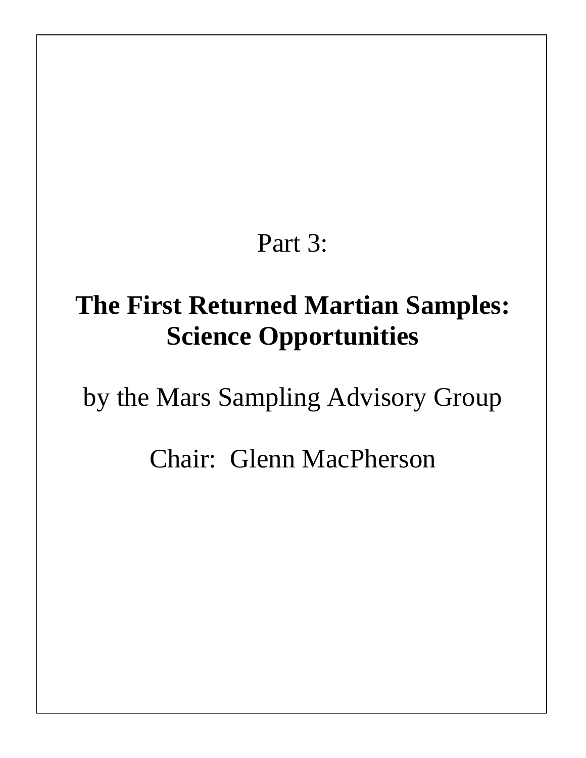Part 3:

# The First Returned Martian Samples: Science Opportunities

by the Mars Sampling Advisory Group

Chair: Glenn MacPherson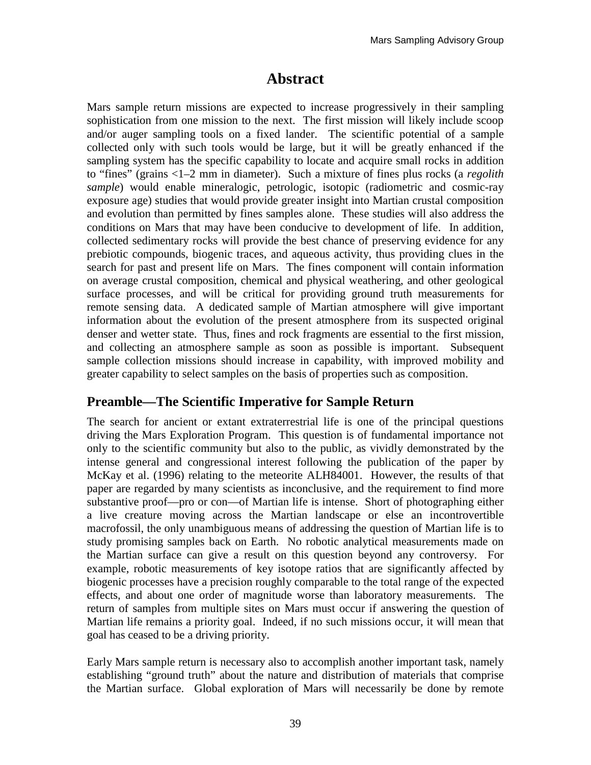# Abstract

Mars sample return missions are expected to increase progressively in their sampling sophistication from one mission to the next. The first mission will likely include scoop and/or auger sampling tools on a fixed lander. The scientific potential of a sample collected only with such tools would be large, but it will be greatly enhanced if the sampling system has the specific capability to locate and acquire small rocks in addition to "fines" (grains <1–2 mm in diameter). Such a mixture of fines plus rocks (a *regolith sample*) would enable mineralogic, petrologic, isotopic (radiometric and cosmic-ray exposure age) studies that would provide greater insight into Martian crustal composition and evolution than permitted by fines samples alone. These studies will also address the conditions on Mars that may have been conducive to development of life. In addition, collected sedimentary rocks will provide the best chance of preserving evidence for any prebiotic compounds, biogenic traces, and aqueous activity, thus providing clues in the search for past and present life on Mars. The fines component will contain information on average crustal composition, chemical and physical weathering, and other geological surface processes, and will be critical for providing ground truth measurements for remote sensing data. A dedicated sample of Martian atmosphere will give important information about the evolution of the present atmosphere from its suspected original denser and wetter state. Thus, fines and rock fragments are essential to the first mission, and collecting an atmosphere sample as soon as possible is important. Subsequent sample collection missions should increase in capability, with improved mobility and greater capability to select samples on the basis of properties such as composition.

## Preamble—The Scientific Imperative for Sample Return

The search for ancient or extant extraterrestrial life is one of the principal questions driving the Mars Exploration Program. This question is of fundamental importance not only to the scientific community but also to the public, as vividly demonstrated by the intense general and congressional interest following the publication of the paper by McKay et al. (1996) relating to the meteorite ALH84001. However, the results of that paper are regarded by many scientists as inconclusive, and the requirement to find more substantive proof—pro or con—of Martian life is intense. Short of photographing either a live creature moving across the Martian landscape or else an incontrovertible macrofossil, the only unambiguous means of addressing the question of Martian life is to study promising samples back on Earth. No robotic analytical measurements made on the Martian surface can give a result on this question beyond any controversy. For example, robotic measurements of key isotope ratios that are significantly affected by biogenic processes have a precision roughly comparable to the total range of the expected effects, and about one order of magnitude worse than laboratory measurements. The return of samples from multiple sites on Mars must occur if answering the question of Martian life remains a priority goal. Indeed, if no such missions occur, it will mean that goal has ceased to be a driving priority.

Early Mars sample return is necessary also to accomplish another important task, namely establishing "ground truth" about the nature and distribution of materials that comprise the Martian surface. Global exploration of Mars will necessarily be done by remote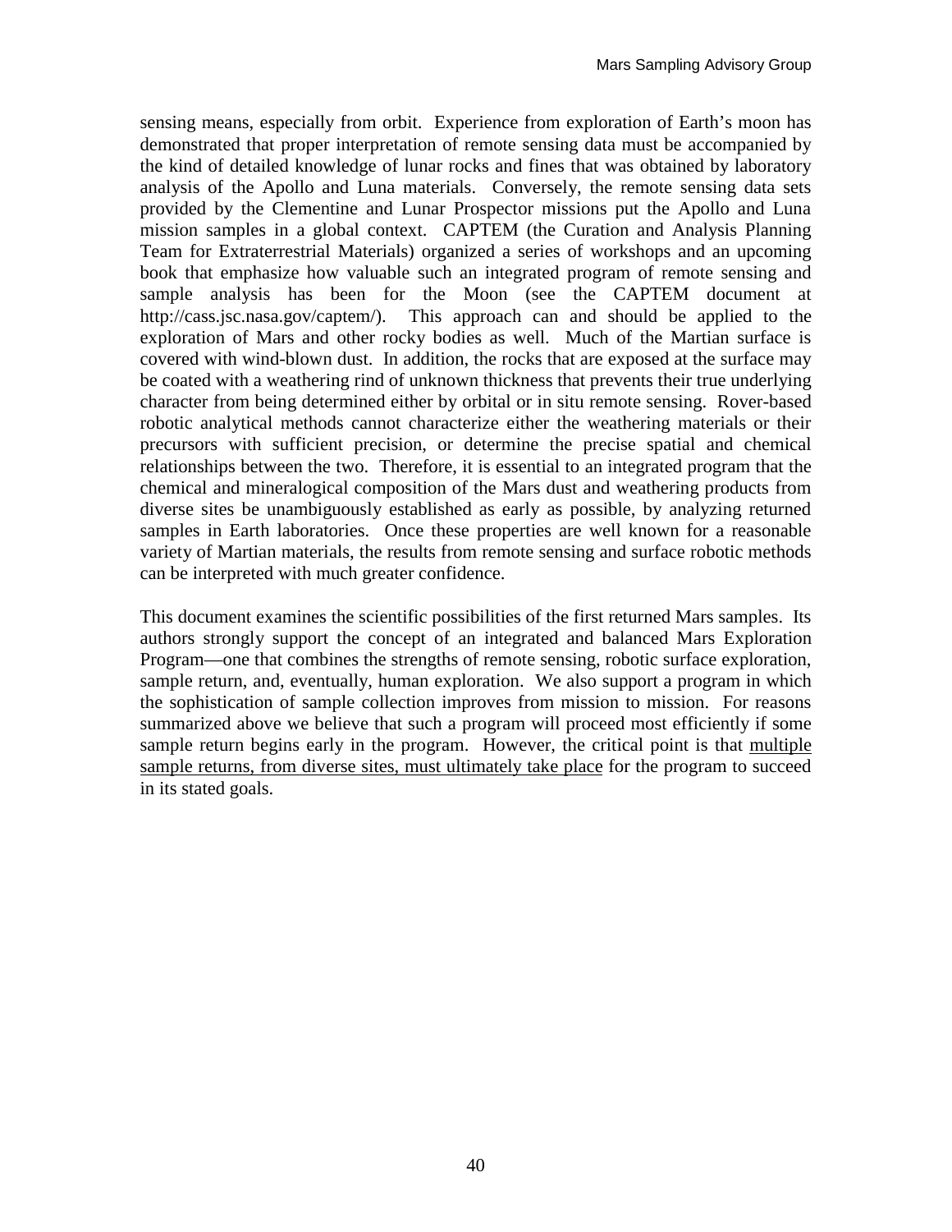sensing means, especially from orbit. Experience from exploration of Earth's moon has demonstrated that proper interpretation of remote sensing data must be accompanied by the kind of detailed knowledge of lunar rocks and fines that was obtained by laboratory analysis of the Apollo and Luna materials. Conversely, the remote sensing data sets provided by the Clementine and Lunar Prospector missions put the Apollo and Luna mission samples in a global context. CAPTEM (the Curation and Analysis Planning Team for Extraterrestrial Materials) organized a series of workshops and an upcoming book that emphasize how valuable such an integrated program of remote sensing and sample analysis has been for the Moon (see the CAPTEM document at http://cass.jsc.nasa.gov/captem/). This approach can and should be applied to the exploration of Mars and other rocky bodies as well. Much of the Martian surface is covered with wind-blown dust. In addition, the rocks that are exposed at the surface may be coated with a weathering rind of unknown thickness that prevents their true underlying character from being determined either by orbital or in situ remote sensing. Rover-based robotic analytical methods cannot characterize either the weathering materials or their precursors with sufficient precision, or determine the precise spatial and chemical relationships between the two. Therefore, it is essential to an integrated program that the chemical and mineralogical composition of the Mars dust and weathering products from diverse sites be unambiguously established as early as possible, by analyzing returned samples in Earth laboratories. Once these properties are well known for a reasonable variety of Martian materials, the results from remote sensing and surface robotic methods can be interpreted with much greater confidence.

This document examines the scientific possibilities of the first returned Mars samples. Its authors strongly support the concept of an integrated and balanced Mars Exploration Program—one that combines the strengths of remote sensing, robotic surface exploration, sample return, and, eventually, human exploration. We also support a program in which the sophistication of sample collection improves from mission to mission. For reasons summarized above we believe that such a program will proceed most efficiently if some sample return begins early in the program. However, the critical point is that <u>multiple sample returns, from diverse sites, must ultimately take place</u> for the program to succeed in its stated goals.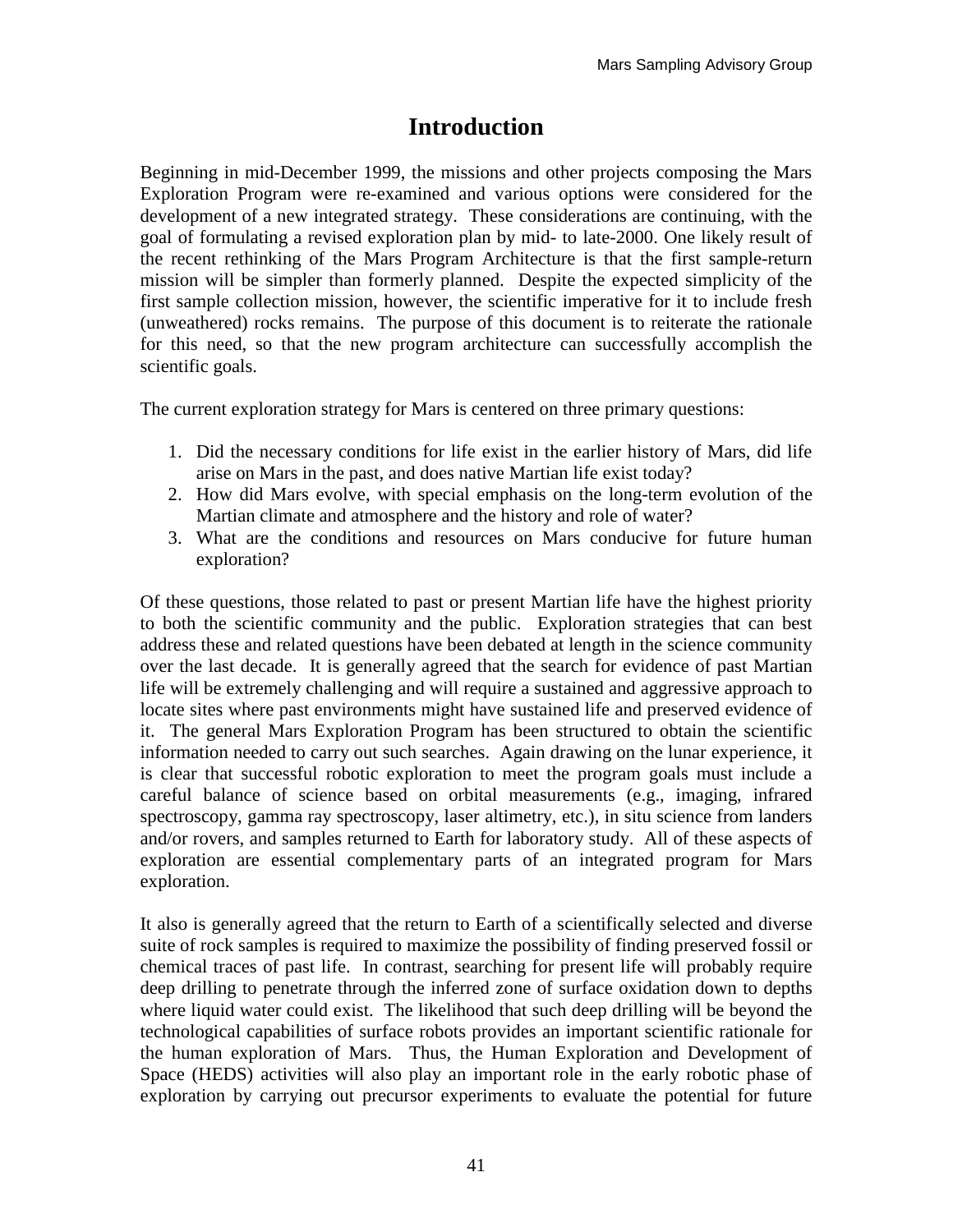# Introduction

Beginning in mid-December 1999, the missions and other projects composing the Mars Exploration Program were re-examined and various options were considered for the development of a new integrated strategy. These considerations are continuing, with the goal of formulating a revised exploration plan by mid- to late-2000. One likely result of the recent rethinking of the Mars Program Architecture is that the first sample-return mission will be simpler than formerly planned. Despite the expected simplicity of the first sample collection mission, however, the scientific imperative for it to include fresh (unweathered) rocks remains. The purpose of this document is to reiterate the rationale for this need, so that the new program architecture can successfully accomplish the scientific goals.

The current exploration strategy for Mars is centered on three primary questions:

1. Did the necessary conditions for life exist in the earlier history of Mars, did life arise on Mars in the past, and does native Martian life exist today?
2. How did Mars evolve, with special emphasis on the long-term evolution of the Martian climate and atmosphere and the history and role of water?
3. What are the conditions and resources on Mars conducive for future human exploration?

Of these questions, those related to past or present Martian life have the highest priority to both the scientific community and the public. Exploration strategies that can best address these and related questions have been debated at length in the science community over the last decade. It is generally agreed that the search for evidence of past Martian life will be extremely challenging and will require a sustained and aggressive approach to locate sites where past environments might have sustained life and preserved evidence of it. The general Mars Exploration Program has been structured to obtain the scientific information needed to carry out such searches. Again drawing on the lunar experience, it is clear that successful robotic exploration to meet the program goals must include a careful balance of science based on orbital measurements (e.g., imaging, infrared spectroscopy, gamma ray spectroscopy, laser altimetry, etc.), in situ science from landers and/or rovers, and samples returned to Earth for laboratory study. All of these aspects of exploration are essential complementary parts of an integrated program for Mars exploration.

It also is generally agreed that the return to Earth of a scientifically selected and diverse suite of rock samples is required to maximize the possibility of finding preserved fossil or chemical traces of past life. In contrast, searching for present life will probably require deep drilling to penetrate through the inferred zone of surface oxidation down to depths where liquid water could exist. The likelihood that such deep drilling will be beyond the technological capabilities of surface robots provides an important scientific rationale for the human exploration of Mars. Thus, the Human Exploration and Development of Space (HEDS) activities will also play an important role in the early robotic phase of exploration by carrying out precursor experiments to evaluate the potential for future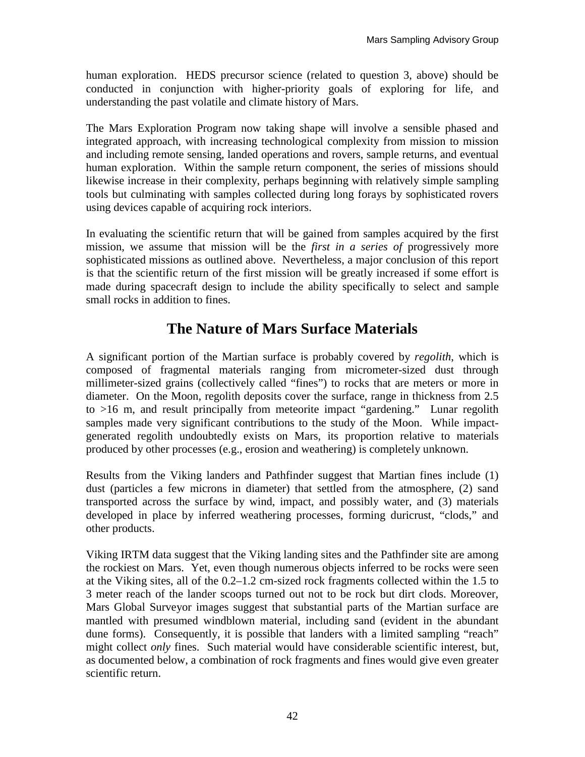human exploration. HEDS precursor science (related to question 3, above) should be conducted in conjunction with higher-priority goals of exploring for life, and understanding the past volatile and climate history of Mars.

The Mars Exploration Program now taking shape will involve a sensible phased and integrated approach, with increasing technological complexity from mission to mission and including remote sensing, landed operations and rovers, sample returns, and eventual human exploration. Within the sample return component, the series of missions should likewise increase in their complexity, perhaps beginning with relatively simple sampling tools but culminating with samples collected during long forays by sophisticated rovers using devices capable of acquiring rock interiors.

In evaluating the scientific return that will be gained from samples acquired by the first mission, we assume that mission will be the *first in a series of* progressively more sophisticated missions as outlined above. Nevertheless, a major conclusion of this report is that the scientific return of the first mission will be greatly increased if some effort is made during spacecraft design to include the ability specifically to select and sample small rocks in addition to fines.

## The Nature of Mars Surface Materials

A significant portion of the Martian surface is probably covered by *regolith*, which is composed of fragmental materials ranging from micrometer-sized dust through millimeter-sized grains (collectively called "fines") to rocks that are meters or more in diameter. On the Moon, regolith deposits cover the surface, range in thickness from 2.5 to >16 m, and result principally from meteorite impact "gardening." Lunar regolith samples made very significant contributions to the study of the Moon. While impact-generated regolith undoubtedly exists on Mars, its proportion relative to materials produced by other processes (e.g., erosion and weathering) is completely unknown.

Results from the Viking landers and Pathfinder suggest that Martian fines include (1) dust (particles a few microns in diameter) that settled from the atmosphere, (2) sand transported across the surface by wind, impact, and possibly water, and (3) materials developed in place by inferred weathering processes, forming duricrust, "clods," and other products.

Viking IRTM data suggest that the Viking landing sites and the Pathfinder site are among the rockiest on Mars. Yet, even though numerous objects inferred to be rocks were seen at the Viking sites, all of the 0.2–1.2 cm-sized rock fragments collected within the 1.5 to 3 meter reach of the lander scoops turned out not to be rock but dirt clods. Moreover, Mars Global Surveyor images suggest that substantial parts of the Martian surface are mantled with presumed windblown material, including sand (evident in the abundant dune forms). Consequently, it is possible that landers with a limited sampling "reach" might collect *only* fines. Such material would have considerable scientific interest, but, as documented below, a combination of rock fragments and fines would give even greater scientific return.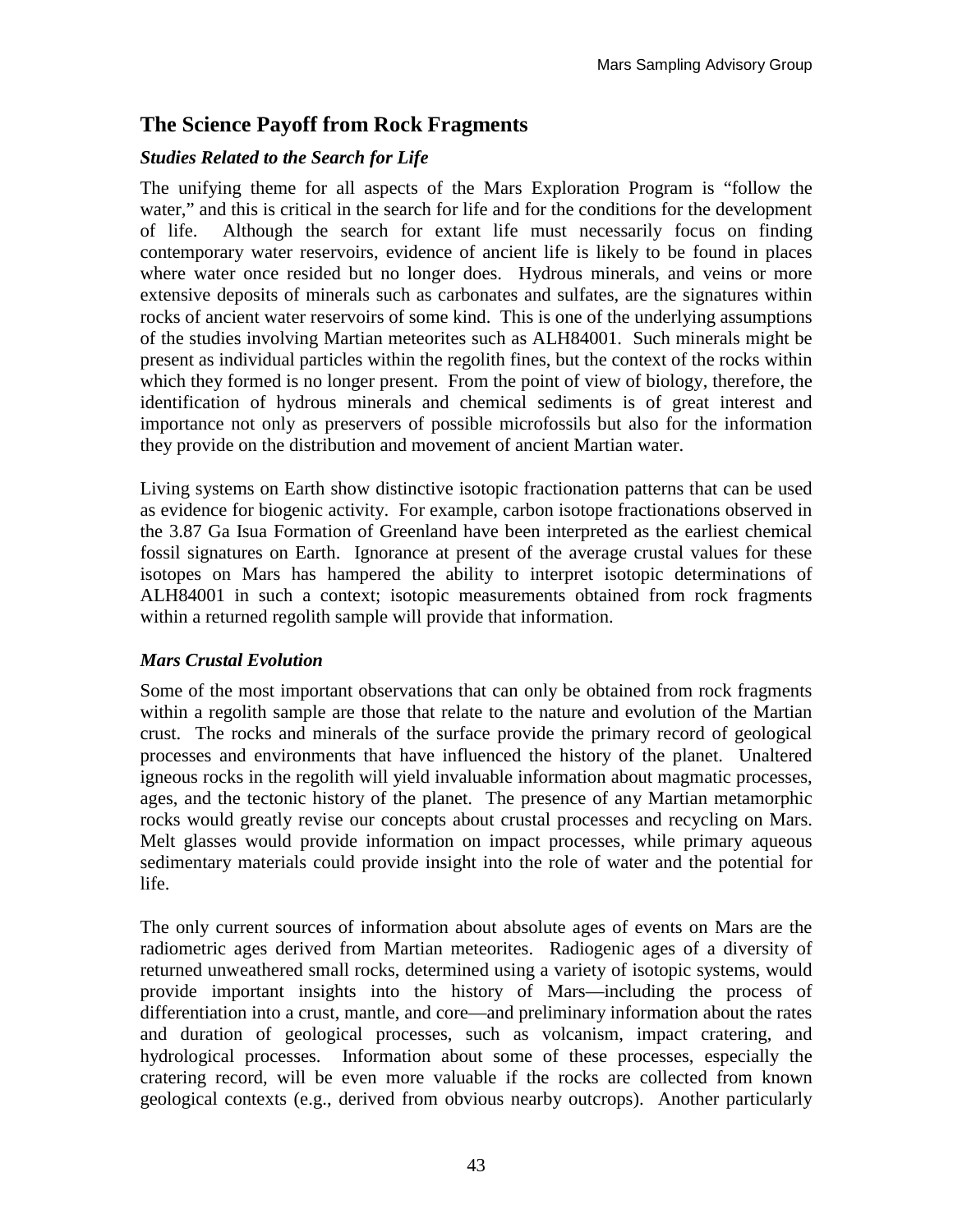## The Science Payoff from Rock Fragments

### *Studies Related to the Search for Life*

The unifying theme for all aspects of the Mars Exploration Program is "follow the water," and this is critical in the search for life and for the conditions for the development of life. Although the search for extant life must necessarily focus on finding contemporary water reservoirs, evidence of ancient life is likely to be found in places where water once resided but no longer does. Hydrous minerals, and veins or more extensive deposits of minerals such as carbonates and sulfates, are the signatures within rocks of ancient water reservoirs of some kind. This is one of the underlying assumptions of the studies involving Martian meteorites such as ALH84001. Such minerals might be present as individual particles within the regolith fines, but the context of the rocks within which they formed is no longer present. From the point of view of biology, therefore, the identification of hydrous minerals and chemical sediments is of great interest and importance not only as preservers of possible microfossils but also for the information they provide on the distribution and movement of ancient Martian water.

Living systems on Earth show distinctive isotopic fractionation patterns that can be used as evidence for biogenic activity. For example, carbon isotope fractionations observed in the 3.87 Ga Isua Formation of Greenland have been interpreted as the earliest chemical fossil signatures on Earth. Ignorance at present of the average crustal values for these isotopes on Mars has hampered the ability to interpret isotopic determinations of ALH84001 in such a context; isotopic measurements obtained from rock fragments within a returned regolith sample will provide that information.

### *Mars Crustal Evolution*

Some of the most important observations that can only be obtained from rock fragments within a regolith sample are those that relate to the nature and evolution of the Martian crust. The rocks and minerals of the surface provide the primary record of geological processes and environments that have influenced the history of the planet. Unaltered igneous rocks in the regolith will yield invaluable information about magmatic processes, ages, and the tectonic history of the planet. The presence of any Martian metamorphic rocks would greatly revise our concepts about crustal processes and recycling on Mars. Melt glasses would provide information on impact processes, while primary aqueous sedimentary materials could provide insight into the role of water and the potential for life.

The only current sources of information about absolute ages of events on Mars are the radiometric ages derived from Martian meteorites. Radiogenic ages of a diversity of returned unweathered small rocks, determined using a variety of isotopic systems, would provide important insights into the history of Mars—including the process of differentiation into a crust, mantle, and core—and preliminary information about the rates and duration of geological processes, such as volcanism, impact cratering, and hydrological processes. Information about some of these processes, especially the cratering record, will be even more valuable if the rocks are collected from known geological contexts (e.g., derived from obvious nearby outcrops). Another particularly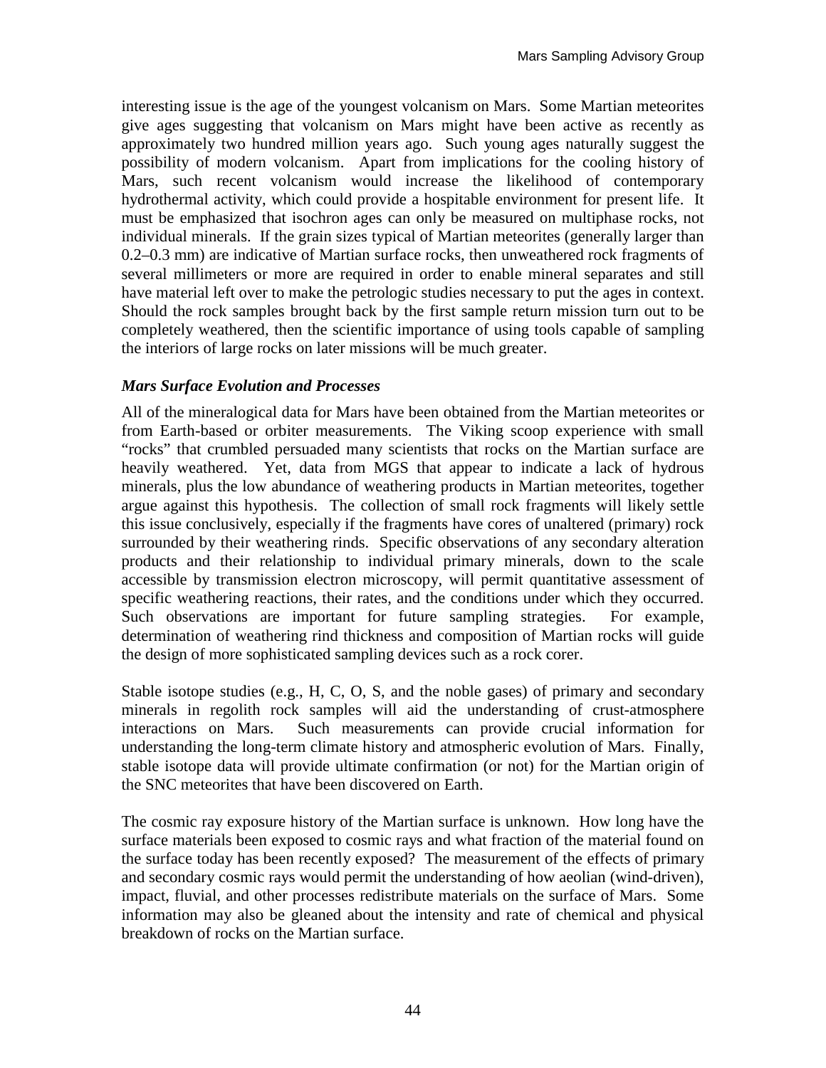interesting issue is the age of the youngest volcanism on Mars. Some Martian meteorites give ages suggesting that volcanism on Mars might have been active as recently as approximately two hundred million years ago. Such young ages naturally suggest the possibility of modern volcanism. Apart from implications for the cooling history of Mars, such recent volcanism would increase the likelihood of contemporary hydrothermal activity, which could provide a hospitable environment for present life. It must be emphasized that isochron ages can only be measured on multiphase rocks, not individual minerals. If the grain sizes typical of Martian meteorites (generally larger than 0.2–0.3 mm) are indicative of Martian surface rocks, then unweathered rock fragments of several millimeters or more are required in order to enable mineral separates and still have material left over to make the petrologic studies necessary to put the ages in context. Should the rock samples brought back by the first sample return mission turn out to be completely weathered, then the scientific importance of using tools capable of sampling the interiors of large rocks on later missions will be much greater.

### *Mars Surface Evolution and Processes*

All of the mineralogical data for Mars have been obtained from the Martian meteorites or from Earth-based or orbiter measurements. The Viking scoop experience with small "rocks" that crumbled persuaded many scientists that rocks on the Martian surface are heavily weathered. Yet, data from MGS that appear to indicate a lack of hydrous minerals, plus the low abundance of weathering products in Martian meteorites, together argue against this hypothesis. The collection of small rock fragments will likely settle this issue conclusively, especially if the fragments have cores of unaltered (primary) rock surrounded by their weathering rinds. Specific observations of any secondary alteration products and their relationship to individual primary minerals, down to the scale accessible by transmission electron microscopy, will permit quantitative assessment of specific weathering reactions, their rates, and the conditions under which they occurred. Such observations are important for future sampling strategies. For example, determination of weathering rind thickness and composition of Martian rocks will guide the design of more sophisticated sampling devices such as a rock corer.

Stable isotope studies (e.g., H, C, O, S, and the noble gases) of primary and secondary minerals in regolith rock samples will aid the understanding of crust-atmosphere interactions on Mars. Such measurements can provide crucial information for understanding the long-term climate history and atmospheric evolution of Mars. Finally, stable isotope data will provide ultimate confirmation (or not) for the Martian origin of the SNC meteorites that have been discovered on Earth.

The cosmic ray exposure history of the Martian surface is unknown. How long have the surface materials been exposed to cosmic rays and what fraction of the material found on the surface today has been recently exposed? The measurement of the effects of primary and secondary cosmic rays would permit the understanding of how aeolian (wind-driven), impact, fluvial, and other processes redistribute materials on the surface of Mars. Some information may also be gleaned about the intensity and rate of chemical and physical breakdown of rocks on the Martian surface.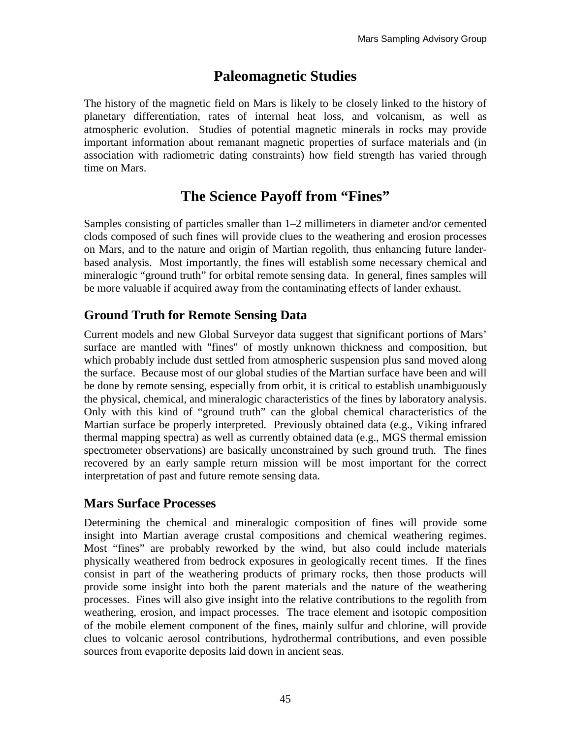## Paleomagnetic Studies

The history of the magnetic field on Mars is likely to be closely linked to the history of planetary differentiation, rates of internal heat loss, and volcanism, as well as atmospheric evolution. Studies of potential magnetic minerals in rocks may provide important information about remanant magnetic properties of surface materials and (in association with radiometric dating constraints) how field strength has varied through time on Mars.

## The Science Payoff from “Fines”

Samples consisting of particles smaller than 1–2 millimeters in diameter and/or cemented clods composed of such fines will provide clues to the weathering and erosion processes on Mars, and to the nature and origin of Martian regolith, thus enhancing future lander-based analysis. Most importantly, the fines will establish some necessary chemical and mineralogic “ground truth” for orbital remote sensing data. In general, fines samples will be more valuable if acquired away from the contaminating effects of lander exhaust.

### Ground Truth for Remote Sensing Data

Current models and new Global Surveyor data suggest that significant portions of Mars' surface are mantled with "fines" of mostly unknown thickness and composition, but which probably include dust settled from atmospheric suspension plus sand moved along the surface. Because most of our global studies of the Martian surface have been and will be done by remote sensing, especially from orbit, it is critical to establish unambiguously the physical, chemical, and mineralogic characteristics of the fines by laboratory analysis. Only with this kind of “ground truth” can the global chemical characteristics of the Martian surface be properly interpreted. Previously obtained data (e.g., Viking infrared thermal mapping spectra) as well as currently obtained data (e.g., MGS thermal emission spectrometer observations) are basically unconstrained by such ground truth. The fines recovered by an early sample return mission will be most important for the correct interpretation of past and future remote sensing data.

### Mars Surface Processes

Determining the chemical and mineralogic composition of fines will provide some insight into Martian average crustal compositions and chemical weathering regimes. Most “fines” are probably reworked by the wind, but also could include materials physically weathered from bedrock exposures in geologically recent times. If the fines consist in part of the weathering products of primary rocks, then those products will provide some insight into both the parent materials and the nature of the weathering processes. Fines will also give insight into the relative contributions to the regolith from weathering, erosion, and impact processes. The trace element and isotopic composition of the mobile element component of the fines, mainly sulfur and chlorine, will provide clues to volcanic aerosol contributions, hydrothermal contributions, and even possible sources from evaporite deposits laid down in ancient seas.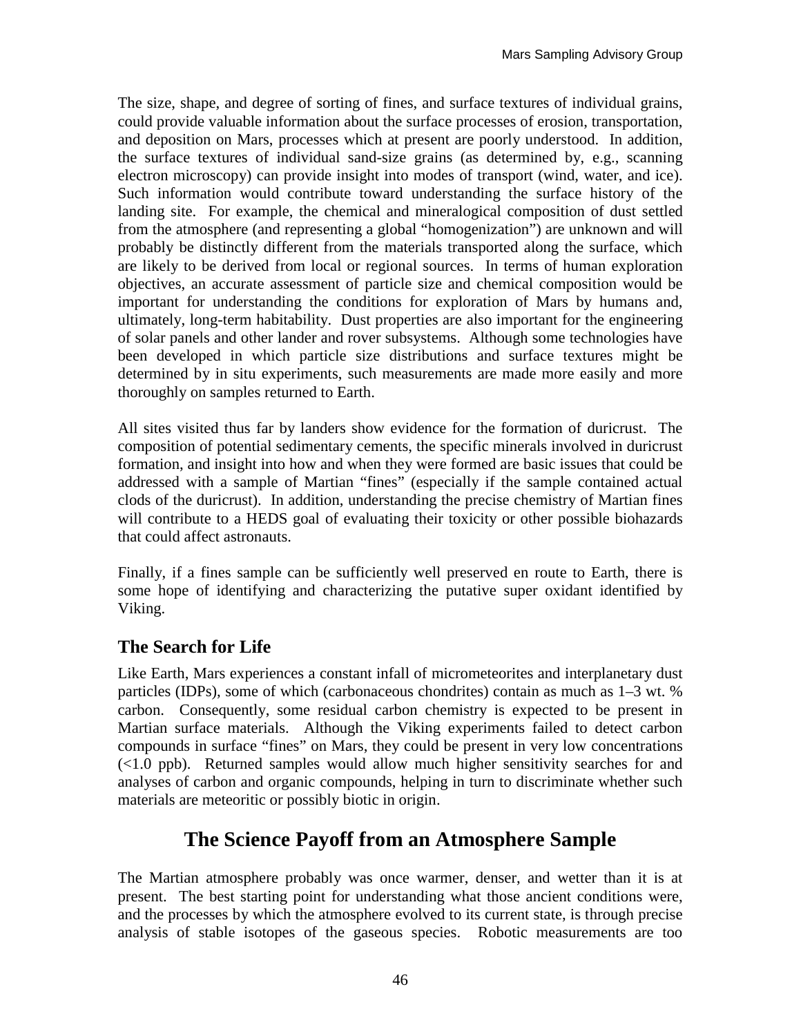The size, shape, and degree of sorting of fines, and surface textures of individual grains, could provide valuable information about the surface processes of erosion, transportation, and deposition on Mars, processes which at present are poorly understood. In addition, the surface textures of individual sand-size grains (as determined by, e.g., scanning electron microscopy) can provide insight into modes of transport (wind, water, and ice). Such information would contribute toward understanding the surface history of the landing site. For example, the chemical and mineralogical composition of dust settled from the atmosphere (and representing a global "homogenization") are unknown and will probably be distinctly different from the materials transported along the surface, which are likely to be derived from local or regional sources. In terms of human exploration objectives, an accurate assessment of particle size and chemical composition would be important for understanding the conditions for exploration of Mars by humans and, ultimately, long-term habitability. Dust properties are also important for the engineering of solar panels and other lander and rover subsystems. Although some technologies have been developed in which particle size distributions and surface textures might be determined by in situ experiments, such measurements are made more easily and more thoroughly on samples returned to Earth.

All sites visited thus far by landers show evidence for the formation of duricrust. The composition of potential sedimentary cements, the specific minerals involved in duricrust formation, and insight into how and when they were formed are basic issues that could be addressed with a sample of Martian "fines" (especially if the sample contained actual clods of the duricrust). In addition, understanding the precise chemistry of Martian fines will contribute to a HEDS goal of evaluating their toxicity or other possible biohazards that could affect astronauts.

Finally, if a fines sample can be sufficiently well preserved en route to Earth, there is some hope of identifying and characterizing the putative super oxidant identified by Viking.

### The Search for Life

Like Earth, Mars experiences a constant infall of micrometeorites and interplanetary dust particles (IDPs), some of which (carbonaceous chondrites) contain as much as 1–3 wt. % carbon. Consequently, some residual carbon chemistry is expected to be present in Martian surface materials. Although the Viking experiments failed to detect carbon compounds in surface "fines" on Mars, they could be present in very low concentrations (<1.0 ppb). Returned samples would allow much higher sensitivity searches for and analyses of carbon and organic compounds, helping in turn to discriminate whether such materials are meteoritic or possibly biotic in origin.

## The Science Payoff from an Atmosphere Sample

The Martian atmosphere probably was once warmer, denser, and wetter than it is at present. The best starting point for understanding what those ancient conditions were, and the processes by which the atmosphere evolved to its current state, is through precise analysis of stable isotopes of the gaseous species. Robotic measurements are too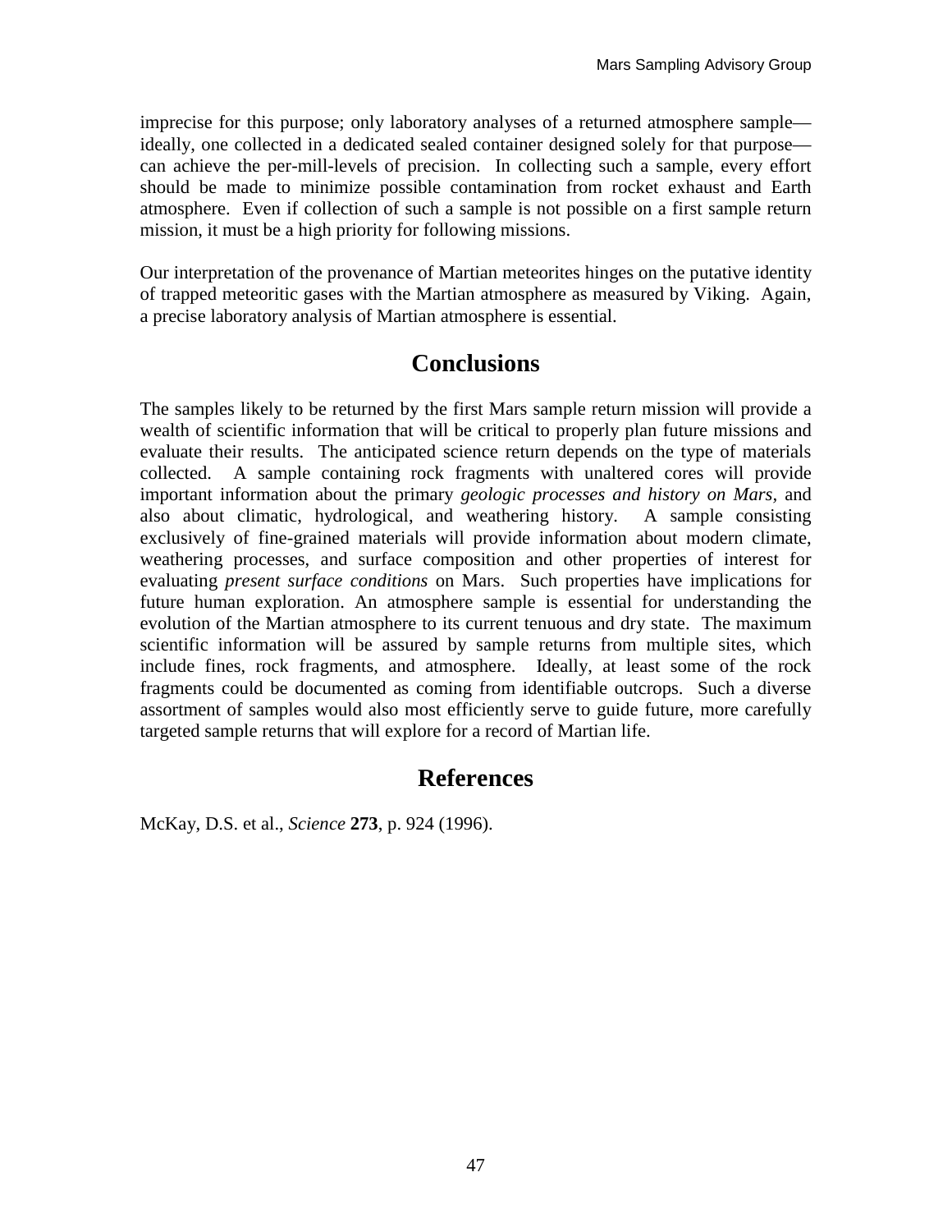imprecise for this purpose; only laboratory analyses of a returned atmosphere sample—ideally, one collected in a dedicated sealed container designed solely for that purpose—can achieve the per-mill-levels of precision. In collecting such a sample, every effort should be made to minimize possible contamination from rocket exhaust and Earth atmosphere. Even if collection of such a sample is not possible on a first sample return mission, it must be a high priority for following missions.

Our interpretation of the provenance of Martian meteorites hinges on the putative identity of trapped meteoritic gases with the Martian atmosphere as measured by Viking. Again, a precise laboratory analysis of Martian atmosphere is essential.

## Conclusions

The samples likely to be returned by the first Mars sample return mission will provide a wealth of scientific information that will be critical to properly plan future missions and evaluate their results. The anticipated science return depends on the type of materials collected. A sample containing rock fragments with unaltered cores will provide important information about the primary *geologic processes and history on Mars*, and also about climatic, hydrological, and weathering history. A sample consisting exclusively of fine-grained materials will provide information about modern climate, weathering processes, and surface composition and other properties of interest for evaluating *present surface conditions* on Mars. Such properties have implications for future human exploration. An atmosphere sample is essential for understanding the evolution of the Martian atmosphere to its current tenuous and dry state. The maximum scientific information will be assured by sample returns from multiple sites, which include fines, rock fragments, and atmosphere. Ideally, at least some of the rock fragments could be documented as coming from identifiable outcrops. Such a diverse assortment of samples would also most efficiently serve to guide future, more carefully targeted sample returns that will explore for a record of Martian life.

## References

McKay, D.S. et al., *Science* **273**, p. 924 (1996).